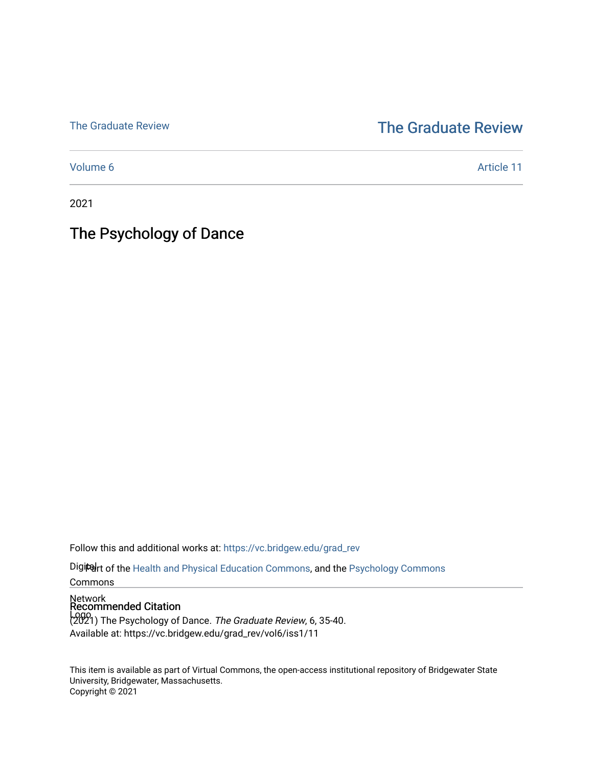The Graduate Review

# The Graduate Review

Volume 6 | Article 11

2021

## The Psychology of Dance

Follow this and additional works at: https://vc.bridgew.edu/grad_rev

Part of the Health and Physical Education Commons, and the Psychology Commons

### Recommended Citation

(2021) The Psychology of Dance. *The Graduate Review*, 6, 35-40.
Available at: https://vc.bridgew.edu/grad_rev/vol6/iss1/11

This item is available as part of Virtual Commons, the open-access institutional repository of Bridgewater State University, Bridgewater, Massachusetts.
Copyright © 2021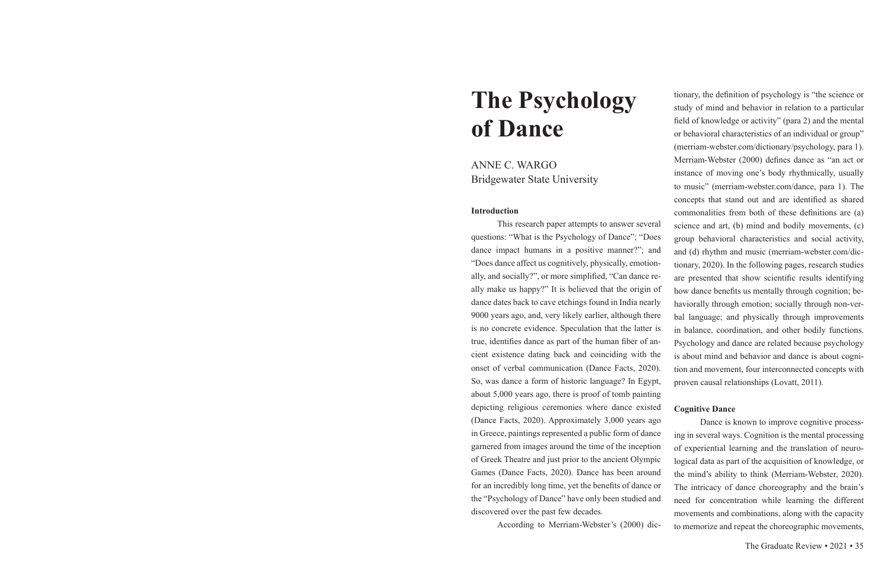# The Psychology of Dance

ANNE C. WARGO
Bridgewater State University

**Introduction**

This research paper attempts to answer several questions: "What is the Psychology of Dance"; "Does dance impact humans in a positive manner?"; and "Does dance affect us cognitively, physically, emotionally, and socially?", or more simplified, "Can dance really make us happy?" It is believed that the origin of dance dates back to cave etchings found in India nearly 9000 years ago, and, very likely earlier, although there is no concrete evidence. Speculation that the latter is true, identifies dance as part of the human fiber of ancient existence dating back and coinciding with the onset of verbal communication (Dance Facts, 2020). So, was dance a form of historic language? In Egypt, about 5,000 years ago, there is proof of tomb painting depicting religious ceremonies where dance existed (Dance Facts, 2020). Approximately 3,000 years ago in Greece, paintings represented a public form of dance garnered from images around the time of the inception of Greek Theatre and just prior to the ancient Olympic Games (Dance Facts, 2020). Dance has been around for an incredibly long time, yet the benefits of dance or the "Psychology of Dance" have only been studied and discovered over the past few decades.

According to Merriam-Webster's (2000) dictionary, the definition of psychology is "the science or study of mind and behavior in relation to a particular field of knowledge or activity" (para 2) and the mental or behavioral characteristics of an individual or group" (merriam-webster.com/dictionary/psychology, para 1). Merriam-Webster (2000) defines dance as "an act or instance of moving one's body rhythmically, usually to music" (merriam-webster.com/dance, para 1). The concepts that stand out and are identified as shared commonalities from both of these definitions are (a) science and art, (b) mind and bodily movements, (c) group behavioral characteristics and social activity, and (d) rhythm and music (merriam-webster.com/dictionary, 2020). In the following pages, research studies are presented that show scientific results identifying how dance benefits us mentally through cognition; behaviorally through emotion; socially through non-verbal language; and physically through improvements in balance, coordination, and other bodily functions. Psychology and dance are related because psychology is about mind and behavior and dance is about cognition and movement, four interconnected concepts with proven causal relationships (Lovatt, 2011).

**Cognitive Dance**

Dance is known to improve cognitive processing in several ways. Cognition is the mental processing of experiential learning and the translation of neurological data as part of the acquisition of knowledge, or the mind's ability to think (Merriam-Webster, 2020). The intricacy of dance choreography and the brain's need for concentration while learning the different movements and combinations, along with the capacity to memorize and repeat the choreographic movements,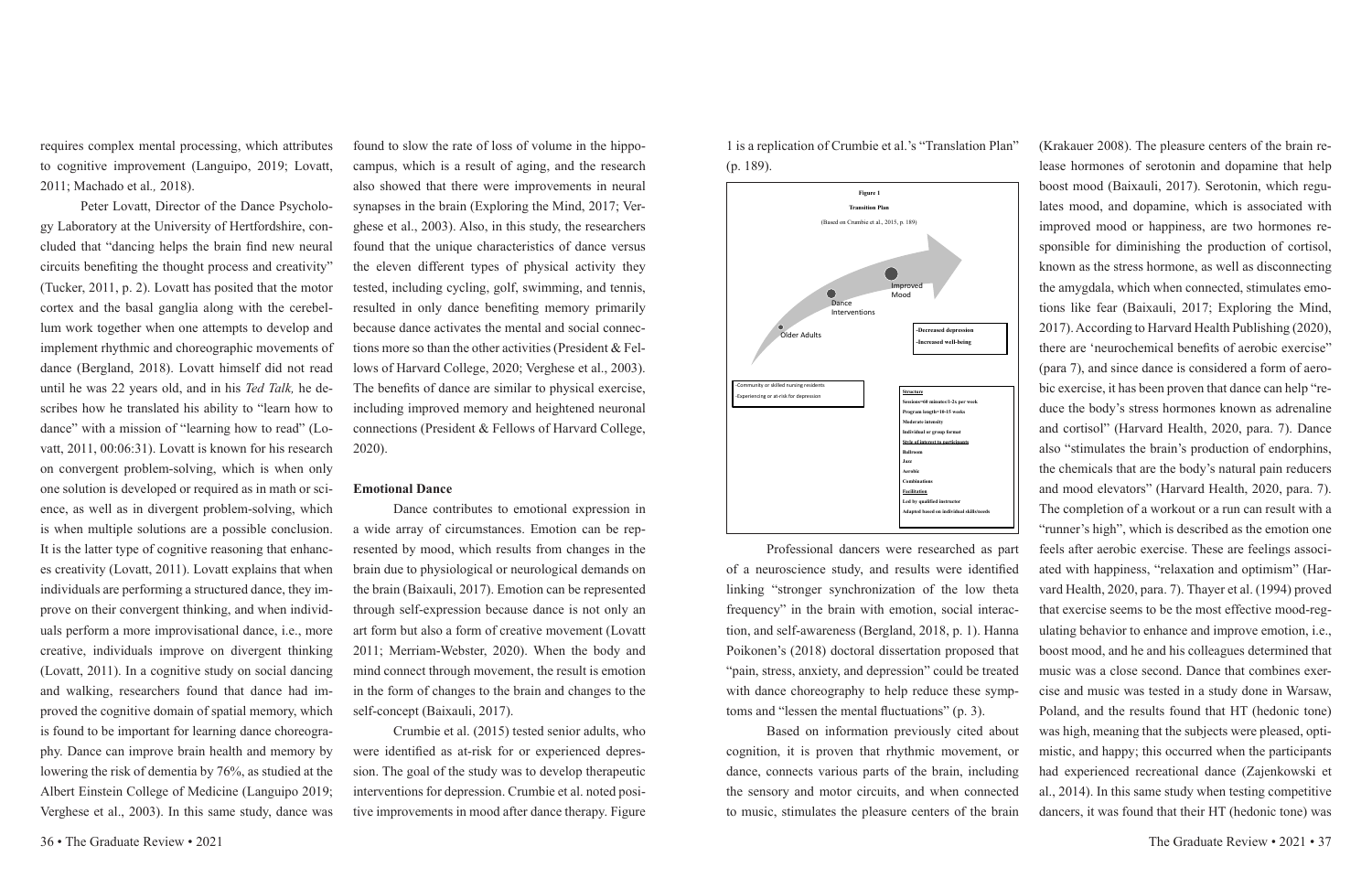requires complex mental processing, which attributes to cognitive improvement (Languipo, 2019; Lovatt, 2011; Machado et al., 2018).

Peter Lovatt, Director of the Dance Psychology Laboratory at the University of Hertfordshire, concluded that "dancing helps the brain find new neural circuits benefiting the thought process and creativity" (Tucker, 2011, p. 2). Lovatt has posited that the motor cortex and the basal ganglia along with the cerebellum work together when one attempts to develop and implement rhythmic and choreographic movements of dance (Bergland, 2018). Lovatt himself did not read until he was 22 years old, and in his *Ted Talk,* he describes how he translated his ability to "learn how to dance" with a mission of "learning how to read" (Lovatt, 2011, 00:06:31). Lovatt is known for his research on convergent problem-solving, which is when only one solution is developed or required as in math or science, as well as in divergent problem-solving, which is when multiple solutions are a possible conclusion. It is the latter type of cognitive reasoning that enhances creativity (Lovatt, 2011). Lovatt explains that when individuals are performing a structured dance, they improve on their convergent thinking, and when individuals perform a more improvisational dance, i.e., more creative, individuals improve on divergent thinking (Lovatt, 2011). In a cognitive study on social dancing and walking, researchers found that dance had improved the cognitive domain of spatial memory, which is found to be important for learning dance choreography. Dance can improve brain health and memory by lowering the risk of dementia by 76%, as studied at the Albert Einstein College of Medicine (Languipo 2019; Verghese et al., 2003). In this same study, dance was found to slow the rate of loss of volume in the hippocampus, which is a result of aging, and the research also showed that there were improvements in neural synapses in the brain (Exploring the Mind, 2017; Verghese et al., 2003). Also, in this study, the researchers found that the unique characteristics of dance versus the eleven different types of physical activity they tested, including cycling, golf, swimming, and tennis, resulted in only dance benefiting memory primarily because dance activates the mental and social connections more so than the other activities (President & Fellows of Harvard College, 2020; Verghese et al., 2003). The benefits of dance are similar to physical exercise, including improved memory and heightened neuronal connections (President & Fellows of Harvard College, 2020).

## Emotional Dance

Dance contributes to emotional expression in a wide array of circumstances. Emotion can be represented by mood, which results from changes in the brain due to physiological or neurological demands on the brain (Baixauli, 2017). Emotion can be represented through self-expression because dance is not only an art form but also a form of creative movement (Lovatt 2011; Merriam-Webster, 2020). When the body and mind connect through movement, the result is emotion in the form of changes to the brain and changes to the self-concept (Baixauli, 2017).

Crumbie et al. (2015) tested senior adults, who were identified as at-risk for or experienced depression. The goal of the study was to develop therapeutic interventions for depression. Crumbie et al. noted positive improvements in mood after dance therapy. Figure 1 is a replication of Crumbie et al.'s "Translation Plan" (p. 189).

**Figure 1**

**Transition Plan**

(Based on Crumbie et al., 2015, p. 189)

Older Adults → Dance Interventions → Improved Mood

- Community or skilled nursing residents
- Experiencing or at-risk for depression

**-Decreased depression**
**-Increased well-being**

**Structure**
**Sessions=60 minutes/1-2x per week**
**Program length=10-15 weeks**
**Moderate intensity**
**Individual or group format**
**Style of interest to participants**
**Ballroom**
**Jazz**
**Aerobic**
**Combinations**
**Facilitation**
**Led by qualified instructor**
**Adapted based on individual skills/needs**

Professional dancers were researched as part of a neuroscience study, and results were identified linking "stronger synchronization of the low theta frequency" in the brain with emotion, social interaction, and self-awareness (Bergland, 2018, p. 1). Hanna Poikonen's (2018) doctoral dissertation proposed that "pain, stress, anxiety, and depression" could be treated with dance choreography to help reduce these symptoms and "lessen the mental fluctuations" (p. 3).

Based on information previously cited about cognition, it is proven that rhythmic movement, or dance, connects various parts of the brain, including the sensory and motor circuits, and when connected to music, stimulates the pleasure centers of the brain (Krakauer 2008). The pleasure centers of the brain release hormones of serotonin and dopamine that help boost mood (Baixauli, 2017). Serotonin, which regulates mood, and dopamine, which is associated with improved mood or happiness, are two hormones responsible for diminishing the production of cortisol, known as the stress hormone, as well as disconnecting the amygdala, which when connected, stimulates emotions like fear (Baixauli, 2017; Exploring the Mind, 2017). According to Harvard Health Publishing (2020), there are 'neurochemical benefits of aerobic exercise" (para 7), and since dance is considered a form of aerobic exercise, it has been proven that dance can help "reduce the body's stress hormones known as adrenaline and cortisol" (Harvard Health, 2020, para. 7). Dance also "stimulates the brain's production of endorphins, the chemicals that are the body's natural pain reducers and mood elevators" (Harvard Health, 2020, para. 7). The completion of a workout or a run can result with a "runner's high", which is described as the emotion one feels after aerobic exercise. These are feelings associated with happiness, "relaxation and optimism" (Harvard Health, 2020, para. 7). Thayer et al. (1994) proved that exercise seems to be the most effective mood-regulating behavior to enhance and improve emotion, i.e., boost mood, and he and his colleagues determined that music was a close second. Dance that combines exercise and music was tested in a study done in Warsaw, Poland, and the results found that HT (hedonic tone) was high, meaning that the subjects were pleased, optimistic, and happy; this occurred when the participants had experienced recreational dance (Zajenkowski et al., 2014). In this same study when testing competitive dancers, it was found that their HT (hedonic tone) was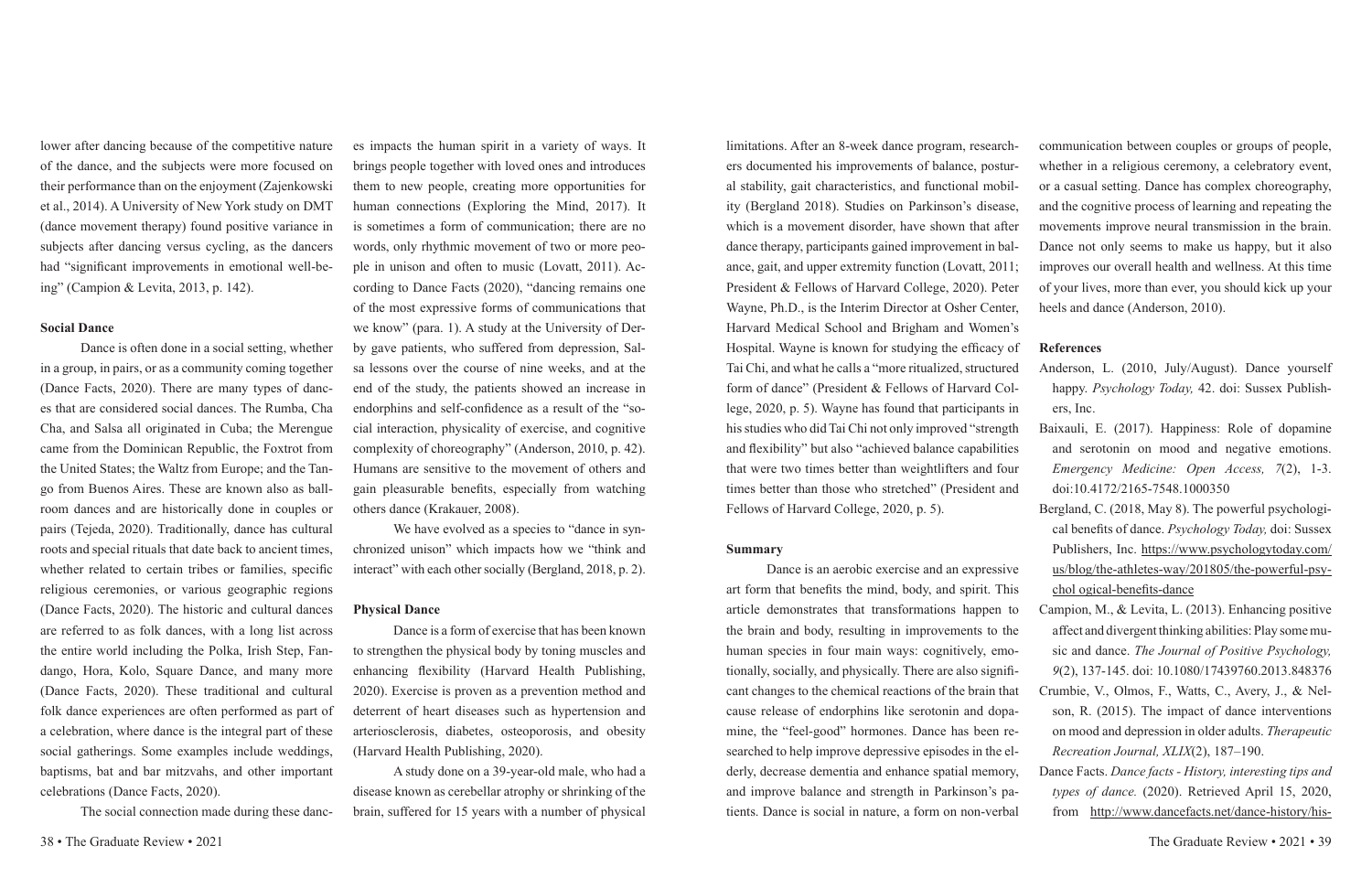lower after dancing because of the competitive nature of the dance, and the subjects were more focused on their performance than on the enjoyment (Zajenkowski et al., 2014). A University of New York study on DMT (dance movement therapy) found positive variance in subjects after dancing versus cycling, as the dancers had "significant improvements in emotional well-being" (Campion & Levita, 2013, p. 142).

**Social Dance**

Dance is often done in a social setting, whether in a group, in pairs, or as a community coming together (Dance Facts, 2020). There are many types of dances that are considered social dances. The Rumba, Cha Cha, and Salsa all originated in Cuba; the Merengue came from the Dominican Republic, the Foxtrot from the United States; the Waltz from Europe; and the Tango from Buenos Aires. These are known also as ballroom dances and are historically done in couples or pairs (Tejeda, 2020). Traditionally, dance has cultural roots and special rituals that date back to ancient times, whether related to certain tribes or families, specific religious ceremonies, or various geographic regions (Dance Facts, 2020). The historic and cultural dances are referred to as folk dances, with a long list across the entire world including the Polka, Irish Step, Fandango, Hora, Kolo, Square Dance, and many more (Dance Facts, 2020). These traditional and cultural folk dance experiences are often performed as part of a celebration, where dance is the integral part of these social gatherings. Some examples include weddings, baptisms, bat and bar mitzvahs, and other important celebrations (Dance Facts, 2020).

The social connection made during these dances impacts the human spirit in a variety of ways. It brings people together with loved ones and introduces them to new people, creating more opportunities for human connections (Exploring the Mind, 2017). It is sometimes a form of communication; there are no words, only rhythmic movement of two or more people in unison and often to music (Lovatt, 2011). According to Dance Facts (2020), "dancing remains one of the most expressive forms of communications that we know" (para. 1). A study at the University of Derby gave patients, who suffered from depression, Salsa lessons over the course of nine weeks, and at the end of the study, the patients showed an increase in endorphins and self-confidence as a result of the "social interaction, physicality of exercise, and cognitive complexity of choreography" (Anderson, 2010, p. 42). Humans are sensitive to the movement of others and gain pleasurable benefits, especially from watching others dance (Krakauer, 2008).

We have evolved as a species to "dance in synchronized unison" which impacts how we "think and interact" with each other socially (Bergland, 2018, p. 2).

**Physical Dance**

Dance is a form of exercise that has been known to strengthen the physical body by toning muscles and enhancing flexibility (Harvard Health Publishing, 2020). Exercise is proven as a prevention method and deterrent of heart diseases such as hypertension and arteriosclerosis, diabetes, osteoporosis, and obesity (Harvard Health Publishing, 2020).

A study done on a 39-year-old male, who had a disease known as cerebellar atrophy or shrinking of the brain, suffered for 15 years with a number of physical limitations. After an 8-week dance program, researchers documented his improvements of balance, postural stability, gait characteristics, and functional mobility (Bergland 2018). Studies on Parkinson's disease, which is a movement disorder, have shown that after dance therapy, participants gained improvement in balance, gait, and upper extremity function (Lovatt, 2011; President & Fellows of Harvard College, 2020). Peter Wayne, Ph.D., is the Interim Director at Osher Center, Harvard Medical School and Brigham and Women's Hospital. Wayne is known for studying the efficacy of Tai Chi, and what he calls a "more ritualized, structured form of dance" (President & Fellows of Harvard College, 2020, p. 5). Wayne has found that participants in his studies who did Tai Chi not only improved "strength and flexibility" but also "achieved balance capabilities that were two times better than weightlifters and four times better than those who stretched" (President and Fellows of Harvard College, 2020, p. 5).

**Summary**

Dance is an aerobic exercise and an expressive art form that benefits the mind, body, and spirit. This article demonstrates that transformations happen to the brain and body, resulting in improvements to the human species in four main ways: cognitively, emotionally, socially, and physically. There are also significant changes to the chemical reactions of the brain that cause release of endorphins like serotonin and dopamine, the "feel-good" hormones. Dance has been researched to help improve depressive episodes in the elderly, decrease dementia and enhance spatial memory, and improve balance and strength in Parkinson's patients. Dance is social in nature, a form on non-verbal communication between couples or groups of people, whether in a religious ceremony, a celebratory event, or a casual setting. Dance has complex choreography, and the cognitive process of learning and repeating the movements improve neural transmission in the brain. Dance not only seems to make us happy, but it also improves our overall health and wellness. At this time of your lives, more than ever, you should kick up your heels and dance (Anderson, 2010).

**References**

Anderson, L. (2010, July/August). Dance yourself happy. *Psychology Today,* 42. doi: Sussex Publishers, Inc.

Baixauli, E. (2017). Happiness: Role of dopamine and serotonin on mood and negative emotions. *Emergency Medicine: Open Access, 7*(2), 1-3. doi:10.4172/2165-7548.1000350

Bergland, C. (2018, May 8). The powerful psychological benefits of dance. *Psychology Today,* doi: Sussex Publishers, Inc. https://www.psychologytoday.com/us/blog/the-athletes-way/201805/the-powerful-psychol ogical-benefits-dance

Campion, M., & Levita, L. (2013). Enhancing positive affect and divergent thinking abilities: Play some music and dance. *The Journal of Positive Psychology, 9*(2), 137-145. doi: 10.1080/17439760.2013.848376

Crumbie, V., Olmos, F., Watts, C., Avery, J., & Nelson, R. (2015). The impact of dance interventions on mood and depression in older adults. *Therapeutic Recreation Journal, XLIX*(2), 187–190.

Dance Facts. *Dance facts - History, interesting tips and types of dance.* (2020). Retrieved April 15, 2020, from http://www.dancefacts.net/dance-history/his-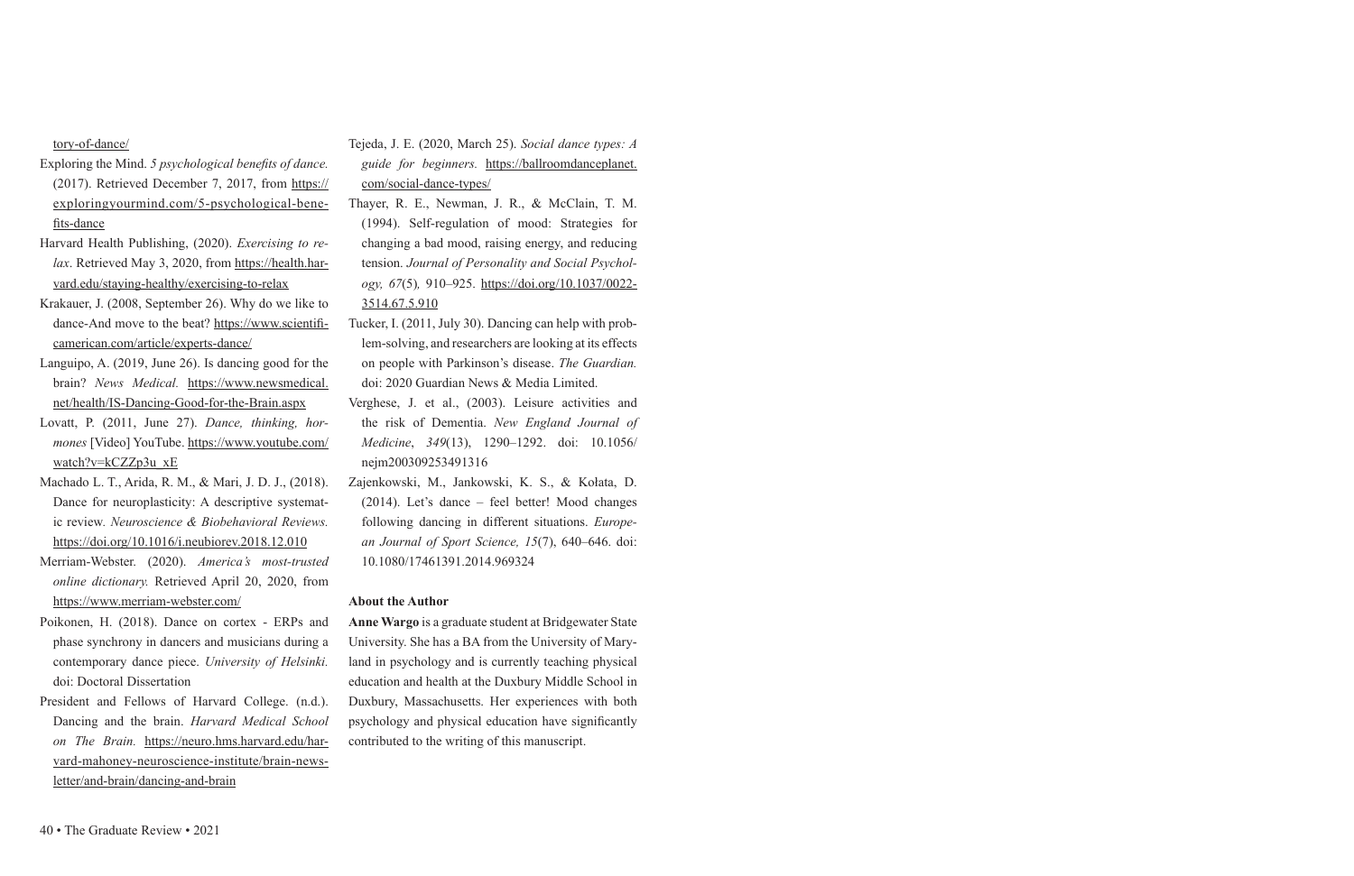tory-of-dance/

Exploring the Mind. *5 psychological benefits of dance.* (2017). Retrieved December 7, 2017, from https://exploringyourmind.com/5-psychological-benefits-dance

Harvard Health Publishing, (2020). *Exercising to relax*. Retrieved May 3, 2020, from https://health.harvard.edu/staying-healthy/exercising-to-relax

Krakauer, J. (2008, September 26). Why do we like to dance-And move to the beat? https://www.scientificamerican.com/article/experts-dance/

Languipo, A. (2019, June 26). Is dancing good for the brain? *News Medical.* https://www.newsmedical.net/health/IS-Dancing-Good-for-the-Brain.aspx

Lovatt, P. (2011, June 27). *Dance, thinking, hormones* [Video] YouTube. https://www.youtube.com/watch?v=kCZZp3u_xE

Machado L. T., Arida, R. M., & Mari, J. D. J., (2018). Dance for neuroplasticity: A descriptive systematic review. *Neuroscience & Biobehavioral Reviews.* https://doi.org/10.1016/i.neubiorev.2018.12.010

Merriam-Webster. (2020). *America's most-trusted online dictionary.* Retrieved April 20, 2020, from https://www.merriam-webster.com/

Poikonen, H. (2018). Dance on cortex - ERPs and phase synchrony in dancers and musicians during a contemporary dance piece. *University of Helsinki.* doi: Doctoral Dissertation

President and Fellows of Harvard College. (n.d.). Dancing and the brain. *Harvard Medical School on The Brain.* https://neuro.hms.harvard.edu/harvard-mahoney-neuroscience-institute/brain-newsletter/and-brain/dancing-and-brain

Tejeda, J. E. (2020, March 25). *Social dance types: A guide for beginners.* https://ballroomdanceplanet.com/social-dance-types/

Thayer, R. E., Newman, J. R., & McClain, T. M. (1994). Self-regulation of mood: Strategies for changing a bad mood, raising energy, and reducing tension. *Journal of Personality and Social Psychology, 67*(5)*,* 910–925. https://doi.org/10.1037/0022-3514.67.5.910

Tucker, I. (2011, July 30). Dancing can help with problem-solving, and researchers are looking at its effects on people with Parkinson's disease. *The Guardian.* doi: 2020 Guardian News & Media Limited.

Verghese, J. et al., (2003). Leisure activities and the risk of Dementia. *New England Journal of Medicine*, *349*(13), 1290–1292. doi: 10.1056/nejm200309253491316

Zajenkowski, M., Jankowski, K. S., & Kołata, D. (2014). Let's dance – feel better! Mood changes following dancing in different situations. *European Journal of Sport Science, 15*(7), 640–646. doi: 10.1080/17461391.2014.969324

**About the Author**

**Anne Wargo** is a graduate student at Bridgewater State University. She has a BA from the University of Maryland in psychology and is currently teaching physical education and health at the Duxbury Middle School in Duxbury, Massachusetts. Her experiences with both psychology and physical education have significantly contributed to the writing of this manuscript.